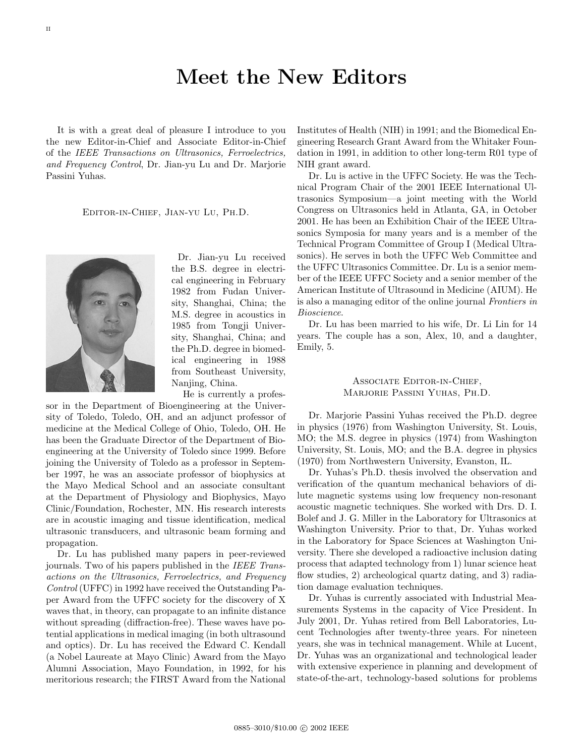# Meet the New Editors

It is with a great deal of pleasure I introduce to you the new Editor-in-Chief and Associate Editor-in-Chief of the *IEEE Transactions on Ultrasonics, Ferroelectrics, and Frequency Control*, Dr. Jian-yu Lu and Dr. Marjorie Passini Yuhas.

## Editor-in-Chief, Jian-yu Lu, Ph.D.

Dr. Jian-yu Lu received the B.S. degree in electrical engineering in February 1982 from Fudan University, Shanghai, China; the M.S. degree in acoustics in 1985 from Tongji University, Shanghai, China; and the Ph.D. degree in biomedical engineering in 1988 from Southeast University, Nanjing, China.

He is currently a professor in the Department of Bioengineering at the University of Toledo, Toledo, OH, and an adjunct professor of medicine at the Medical College of Ohio, Toledo, OH. He has been the Graduate Director of the Department of Bioengineering at the University of Toledo since 1999. Before joining the University of Toledo as a professor in September 1997, he was an associate professor of biophysics at the Mayo Medical School and an associate consultant at the Department of Physiology and Biophysics, Mayo Clinic/Foundation, Rochester, MN. His research interests are in acoustic imaging and tissue identification, medical ultrasonic transducers, and ultrasonic beam forming and propagation.

Dr. Lu has published many papers in peer-reviewed journals. Two of his papers published in the *IEEE Transactions on the Ultrasonics, Ferroelectrics, and Frequency Control* (UFFC) in 1992 have received the Outstanding Paper Award from the UFFC society for the discovery of X waves that, in theory, can propagate to an infinite distance without spreading (diffraction-free). These waves have potential applications in medical imaging (in both ultrasound and optics). Dr. Lu has received the Edward C. Kendall (a Nobel Laureate at Mayo Clinic) Award from the Mayo Alumni Association, Mayo Foundation, in 1992, for his meritorious research; the FIRST Award from the National Institutes of Health (NIH) in 1991; and the Biomedical Engineering Research Grant Award from the Whitaker Foundation in 1991, in addition to other long-term R01 type of NIH grant award.

Dr. Lu is active in the UFFC Society. He was the Technical Program Chair of the 2001 IEEE International Ultrasonics Symposium—a joint meeting with the World Congress on Ultrasonics held in Atlanta, GA, in October 2001. He has been an Exhibition Chair of the IEEE Ultrasonics Symposia for many years and is a member of the Technical Program Committee of Group I (Medical Ultrasonics). He serves in both the UFFC Web Committee and the UFFC Ultrasonics Committee. Dr. Lu is a senior member of the IEEE UFFC Society and a senior member of the American Institute of Ultrasound in Medicine (AIUM). He is also a managing editor of the online journal *Frontiers in Bioscience*.

Dr. Lu has been married to his wife, Dr. Li Lin for 14 years. The couple has a son, Alex, 10, and a daughter, Emily, 5.

## Associate Editor-in-Chief, Marjorie Passini Yuhas, Ph.D.

Dr. Marjorie Passini Yuhas received the Ph.D. degree in physics (1976) from Washington University, St. Louis, MO; the M.S. degree in physics (1974) from Washington University, St. Louis, MO; and the B.A. degree in physics (1970) from Northwestern University, Evanston, IL.

Dr. Yuhas's Ph.D. thesis involved the observation and verification of the quantum mechanical behaviors of dilute magnetic systems using low frequency non-resonant acoustic magnetic techniques. She worked with Drs. D. I. Bolef and J. G. Miller in the Laboratory for Ultrasonics at Washington University. Prior to that, Dr. Yuhas worked in the Laboratory for Space Sciences at Washington University. There she developed a radioactive inclusion dating process that adapted technology from 1) lunar science heat flow studies, 2) archeological quartz dating, and 3) radiation damage evaluation techniques.

Dr. Yuhas is currently associated with Industrial Measurements Systems in the capacity of Vice President. In July 2001, Dr. Yuhas retired from Bell Laboratories, Lucent Technologies after twenty-three years. For nineteen years, she was in technical management. While at Lucent, Dr. Yuhas was an organizational and technological leader with extensive experience in planning and development of state-of-the-art, technology-based solutions for problems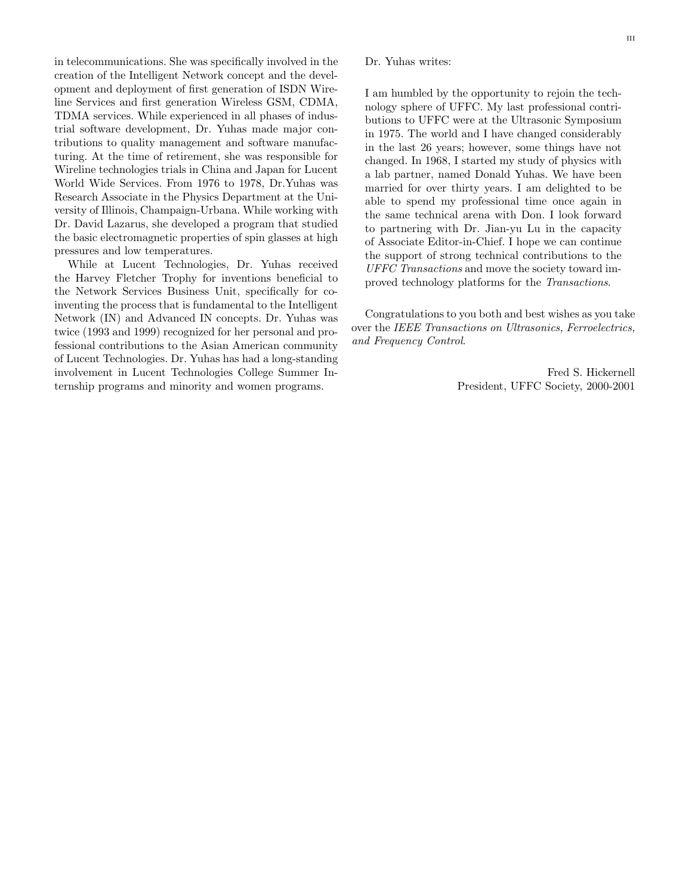in telecommunications. She was specifically involved in the creation of the Intelligent Network concept and the development and deployment of first generation of ISDN Wireline Services and first generation Wireless GSM, CDMA, TDMA services. While experienced in all phases of industrial software development, Dr. Yuhas made major contributions to quality management and software manufacturing. At the time of retirement, she was responsible for Wireline technologies trials in China and Japan for Lucent World Wide Services. From 1976 to 1978, Dr.Yuhas was Research Associate in the Physics Department at the University of Illinois, Champaign-Urbana. While working with Dr. David Lazarus, she developed a program that studied the basic electromagnetic properties of spin glasses at high pressures and low temperatures.

While at Lucent Technologies, Dr. Yuhas received the Harvey Fletcher Trophy for inventions beneficial to the Network Services Business Unit, specifically for co-inventing the process that is fundamental to the Intelligent Network (IN) and Advanced IN concepts. Dr. Yuhas was twice (1993 and 1999) recognized for her personal and professional contributions to the Asian American community of Lucent Technologies. Dr. Yuhas has had a long-standing involvement in Lucent Technologies College Summer Internship programs and minority and women programs.

Dr. Yuhas writes:

I am humbled by the opportunity to rejoin the technology sphere of UFFC. My last professional contributions to UFFC were at the Ultrasonic Symposium in 1975. The world and I have changed considerably in the last 26 years; however, some things have not changed. In 1968, I started my study of physics with a lab partner, named Donald Yuhas. We have been married for over thirty years. I am delighted to be able to spend my professional time once again in the same technical arena with Don. I look forward to partnering with Dr. Jian-yu Lu in the capacity of Associate Editor-in-Chief. I hope we can continue the support of strong technical contributions to the *UFFC Transactions* and move the society toward improved technology platforms for the *Transactions*.

Congratulations to you both and best wishes as you take over the *IEEE Transactions on Ultrasonics, Ferroelectrics, and Frequency Control*.

Fred S. Hickernell
President, UFFC Society, 2000-2001